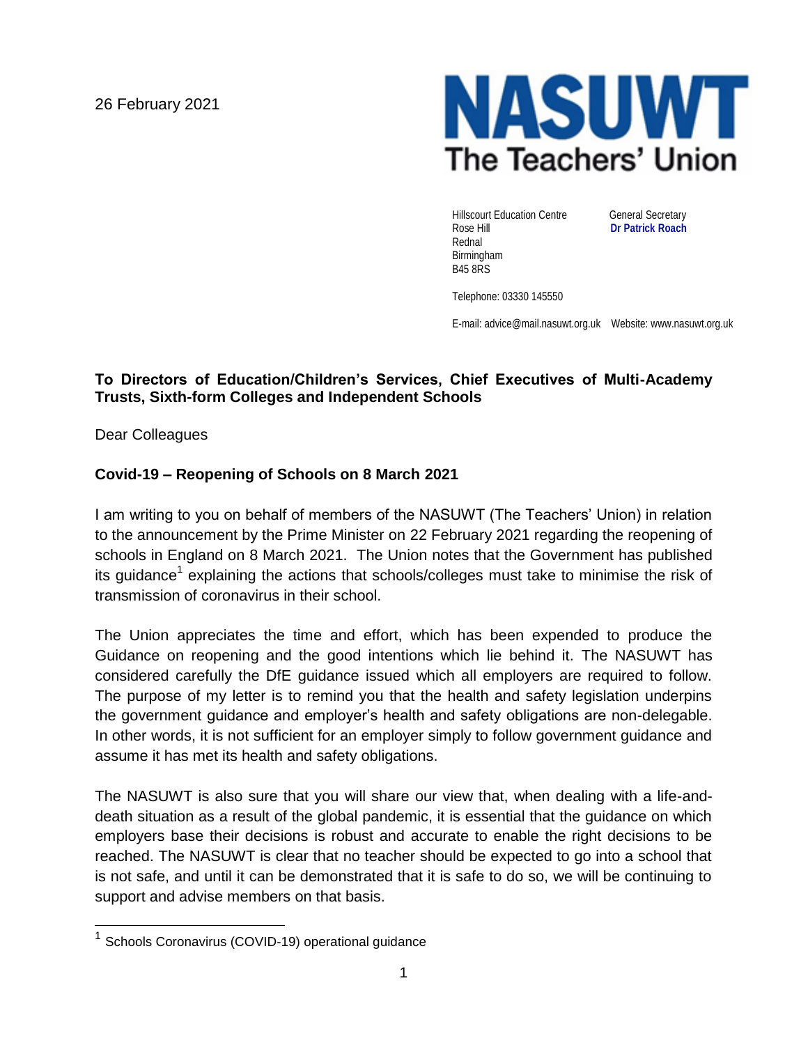26 February 2021

NASUWT
The Teachers' Union

Hillscourt Education Centre
Rose Hill
Rednal
Birmingham
B45 8RS

General Secretary
**Dr Patrick Roach**

Telephone: 03330 145550

E-mail: advice@mail.nasuwt.org.uk Website: www.nasuwt.org.uk

**To Directors of Education/Children's Services, Chief Executives of Multi-Academy Trusts, Sixth-form Colleges and Independent Schools**

Dear Colleagues

**Covid-19 – Reopening of Schools on 8 March 2021**

I am writing to you on behalf of members of the NASUWT (The Teachers' Union) in relation to the announcement by the Prime Minister on 22 February 2021 regarding the reopening of schools in England on 8 March 2021. The Union notes that the Government has published its guidance[1] explaining the actions that schools/colleges must take to minimise the risk of transmission of coronavirus in their school.

The Union appreciates the time and effort, which has been expended to produce the Guidance on reopening and the good intentions which lie behind it. The NASUWT has considered carefully the DfE guidance issued which all employers are required to follow. The purpose of my letter is to remind you that the health and safety legislation underpins the government guidance and employer's health and safety obligations are non-delegable. In other words, it is not sufficient for an employer simply to follow government guidance and assume it has met its health and safety obligations.

The NASUWT is also sure that you will share our view that, when dealing with a life-and-death situation as a result of the global pandemic, it is essential that the guidance on which employers base their decisions is robust and accurate to enable the right decisions to be reached. The NASUWT is clear that no teacher should be expected to go into a school that is not safe, and until it can be demonstrated that it is safe to do so, we will be continuing to support and advise members on that basis.

[1] Schools Coronavirus (COVID-19) operational guidance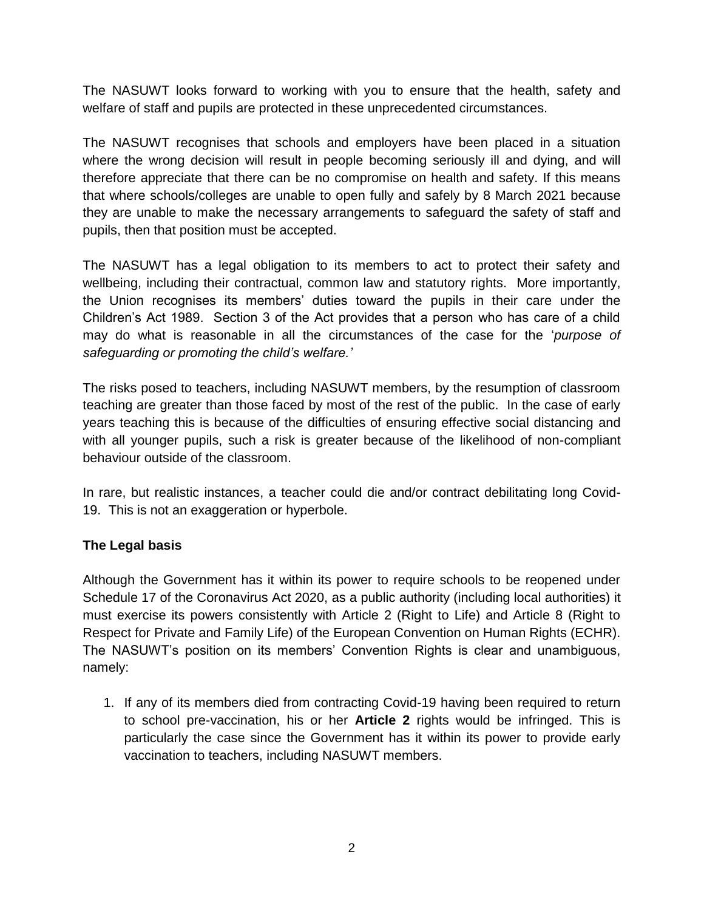The NASUWT looks forward to working with you to ensure that the health, safety and welfare of staff and pupils are protected in these unprecedented circumstances.

The NASUWT recognises that schools and employers have been placed in a situation where the wrong decision will result in people becoming seriously ill and dying, and will therefore appreciate that there can be no compromise on health and safety. If this means that where schools/colleges are unable to open fully and safely by 8 March 2021 because they are unable to make the necessary arrangements to safeguard the safety of staff and pupils, then that position must be accepted.

The NASUWT has a legal obligation to its members to act to protect their safety and wellbeing, including their contractual, common law and statutory rights. More importantly, the Union recognises its members' duties toward the pupils in their care under the Children's Act 1989. Section 3 of the Act provides that a person who has care of a child may do what is reasonable in all the circumstances of the case for the *'purpose of safeguarding or promoting the child's welfare.'*

The risks posed to teachers, including NASUWT members, by the resumption of classroom teaching are greater than those faced by most of the rest of the public. In the case of early years teaching this is because of the difficulties of ensuring effective social distancing and with all younger pupils, such a risk is greater because of the likelihood of non-compliant behaviour outside of the classroom.

In rare, but realistic instances, a teacher could die and/or contract debilitating long Covid-19. This is not an exaggeration or hyperbole.

**The Legal basis**

Although the Government has it within its power to require schools to be reopened under Schedule 17 of the Coronavirus Act 2020, as a public authority (including local authorities) it must exercise its powers consistently with Article 2 (Right to Life) and Article 8 (Right to Respect for Private and Family Life) of the European Convention on Human Rights (ECHR). The NASUWT's position on its members' Convention Rights is clear and unambiguous, namely:

1. If any of its members died from contracting Covid-19 having been required to return to school pre-vaccination, his or her **Article 2** rights would be infringed. This is particularly the case since the Government has it within its power to provide early vaccination to teachers, including NASUWT members.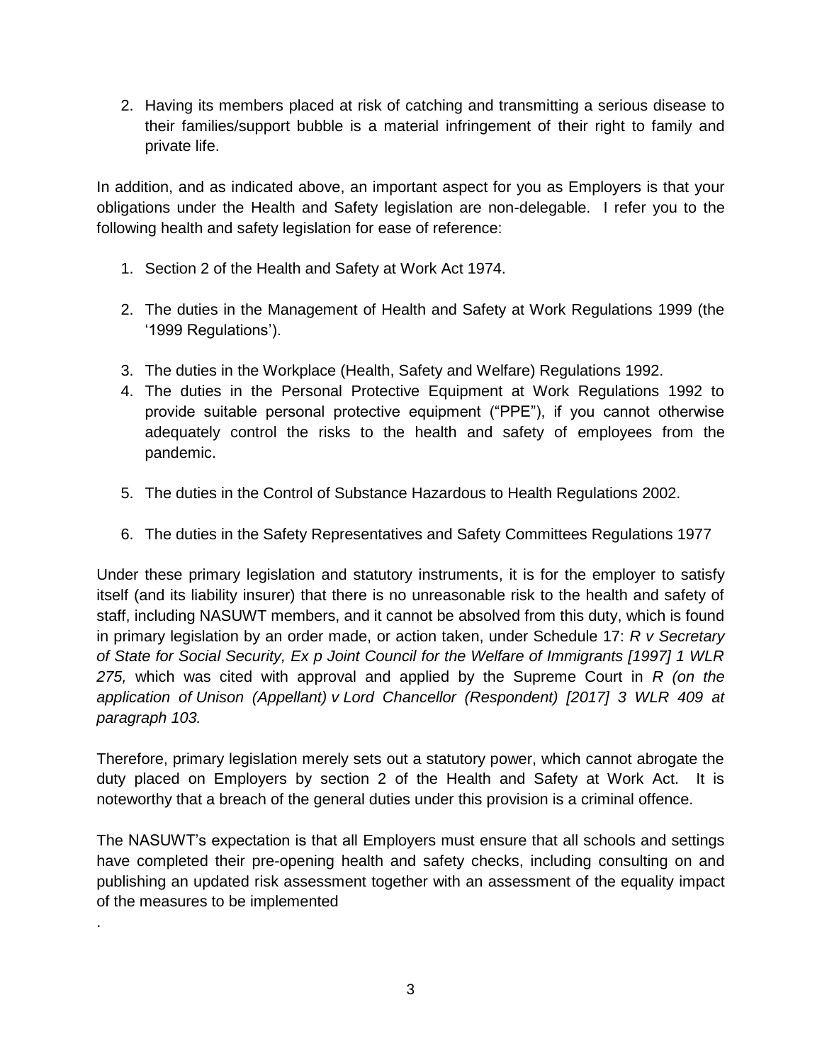2. Having its members placed at risk of catching and transmitting a serious disease to their families/support bubble is a material infringement of their right to family and private life.

In addition, and as indicated above, an important aspect for you as Employers is that your obligations under the Health and Safety legislation are non-delegable. I refer you to the following health and safety legislation for ease of reference:

1. Section 2 of the Health and Safety at Work Act 1974.
2. The duties in the Management of Health and Safety at Work Regulations 1999 (the '1999 Regulations').
3. The duties in the Workplace (Health, Safety and Welfare) Regulations 1992.
4. The duties in the Personal Protective Equipment at Work Regulations 1992 to provide suitable personal protective equipment ("PPE"), if you cannot otherwise adequately control the risks to the health and safety of employees from the pandemic.
5. The duties in the Control of Substance Hazardous to Health Regulations 2002.
6. The duties in the Safety Representatives and Safety Committees Regulations 1977

Under these primary legislation and statutory instruments, it is for the employer to satisfy itself (and its liability insurer) that there is no unreasonable risk to the health and safety of staff, including NASUWT members, and it cannot be absolved from this duty, which is found in primary legislation by an order made, or action taken, under Schedule 17: *R v Secretary of State for Social Security, Ex p Joint Council for the Welfare of Immigrants [1997] 1 WLR 275,* which was cited with approval and applied by the Supreme Court in *R (on the application of Unison (Appellant) v Lord Chancellor (Respondent) [2017] 3 WLR 409 at paragraph 103.*

Therefore, primary legislation merely sets out a statutory power, which cannot abrogate the duty placed on Employers by section 2 of the Health and Safety at Work Act. It is noteworthy that a breach of the general duties under this provision is a criminal offence.

The NASUWT's expectation is that all Employers must ensure that all schools and settings have completed their pre-opening health and safety checks, including consulting on and publishing an updated risk assessment together with an assessment of the equality impact of the measures to be implemented

.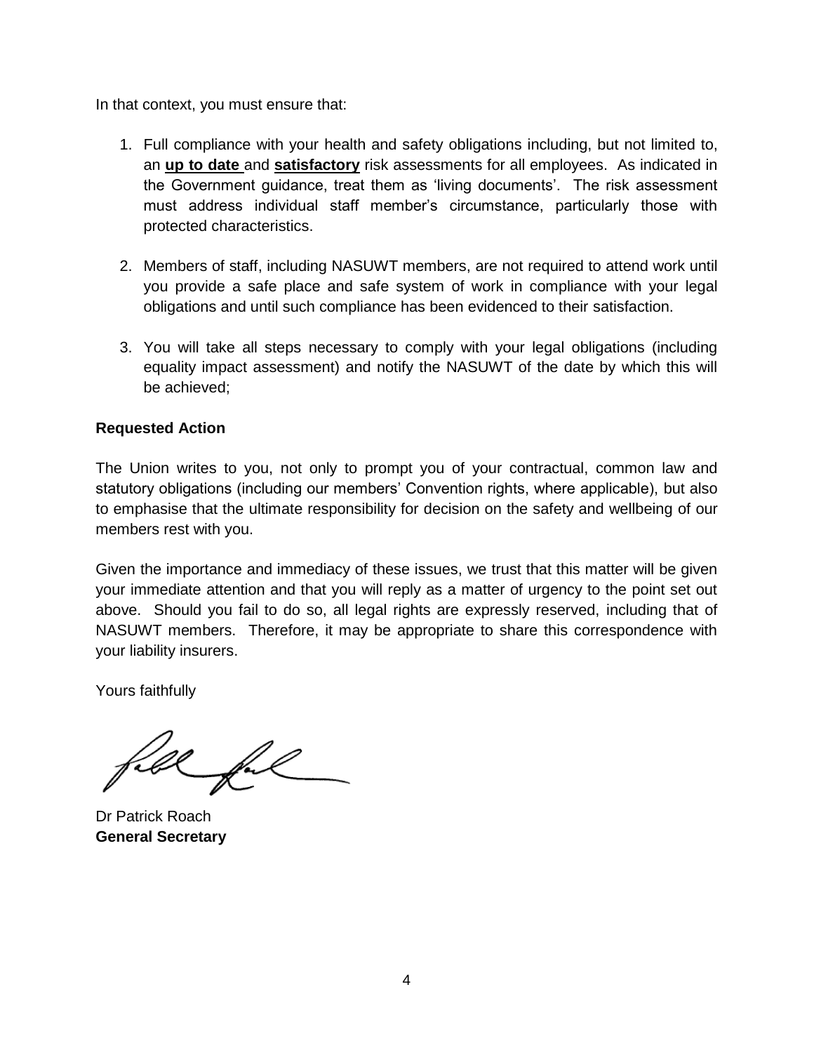In that context, you must ensure that:

1. Full compliance with your health and safety obligations including, but not limited to, an **up to date** and **satisfactory** risk assessments for all employees. As indicated in the Government guidance, treat them as 'living documents'. The risk assessment must address individual staff member's circumstance, particularly those with protected characteristics.

2. Members of staff, including NASUWT members, are not required to attend work until you provide a safe place and safe system of work in compliance with your legal obligations and until such compliance has been evidenced to their satisfaction.

3. You will take all steps necessary to comply with your legal obligations (including equality impact assessment) and notify the NASUWT of the date by which this will be achieved;

**Requested Action**

The Union writes to you, not only to prompt you of your contractual, common law and statutory obligations (including our members' Convention rights, where applicable), but also to emphasise that the ultimate responsibility for decision on the safety and wellbeing of our members rest with you.

Given the importance and immediacy of these issues, we trust that this matter will be given your immediate attention and that you will reply as a matter of urgency to the point set out above. Should you fail to do so, all legal rights are expressly reserved, including that of NASUWT members. Therefore, it may be appropriate to share this correspondence with your liability insurers.

Yours faithfully

Dr Patrick Roach
**General Secretary**